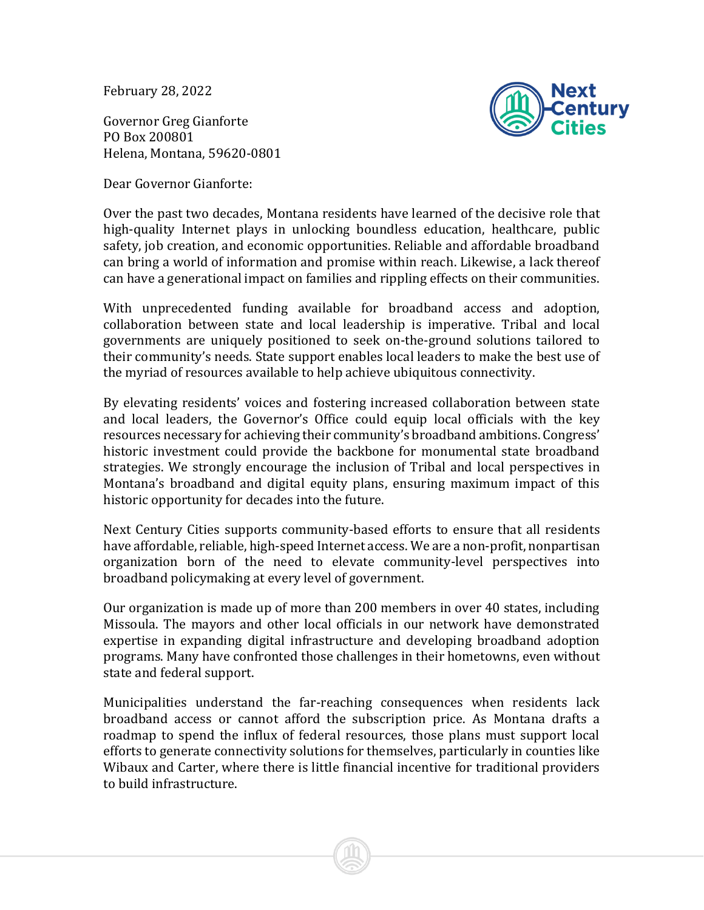February 28, 2022

Governor Greg Gianforte
PO Box 200801
Helena, Montana, 59620-0801

Dear Governor Gianforte:

Over the past two decades, Montana residents have learned of the decisive role that high-quality Internet plays in unlocking boundless education, healthcare, public safety, job creation, and economic opportunities. Reliable and affordable broadband can bring a world of information and promise within reach. Likewise, a lack thereof can have a generational impact on families and rippling effects on their communities.

With unprecedented funding available for broadband access and adoption, collaboration between state and local leadership is imperative. Tribal and local governments are uniquely positioned to seek on-the-ground solutions tailored to their community's needs. State support enables local leaders to make the best use of the myriad of resources available to help achieve ubiquitous connectivity.

By elevating residents' voices and fostering increased collaboration between state and local leaders, the Governor's Office could equip local officials with the key resources necessary for achieving their community's broadband ambitions. Congress' historic investment could provide the backbone for monumental state broadband strategies. We strongly encourage the inclusion of Tribal and local perspectives in Montana's broadband and digital equity plans, ensuring maximum impact of this historic opportunity for decades into the future.

Next Century Cities supports community-based efforts to ensure that all residents have affordable, reliable, high-speed Internet access. We are a non-profit, nonpartisan organization born of the need to elevate community-level perspectives into broadband policymaking at every level of government.

Our organization is made up of more than 200 members in over 40 states, including Missoula. The mayors and other local officials in our network have demonstrated expertise in expanding digital infrastructure and developing broadband adoption programs. Many have confronted those challenges in their hometowns, even without state and federal support.

Municipalities understand the far-reaching consequences when residents lack broadband access or cannot afford the subscription price. As Montana drafts a roadmap to spend the influx of federal resources, those plans must support local efforts to generate connectivity solutions for themselves, particularly in counties like Wibaux and Carter, where there is little financial incentive for traditional providers to build infrastructure.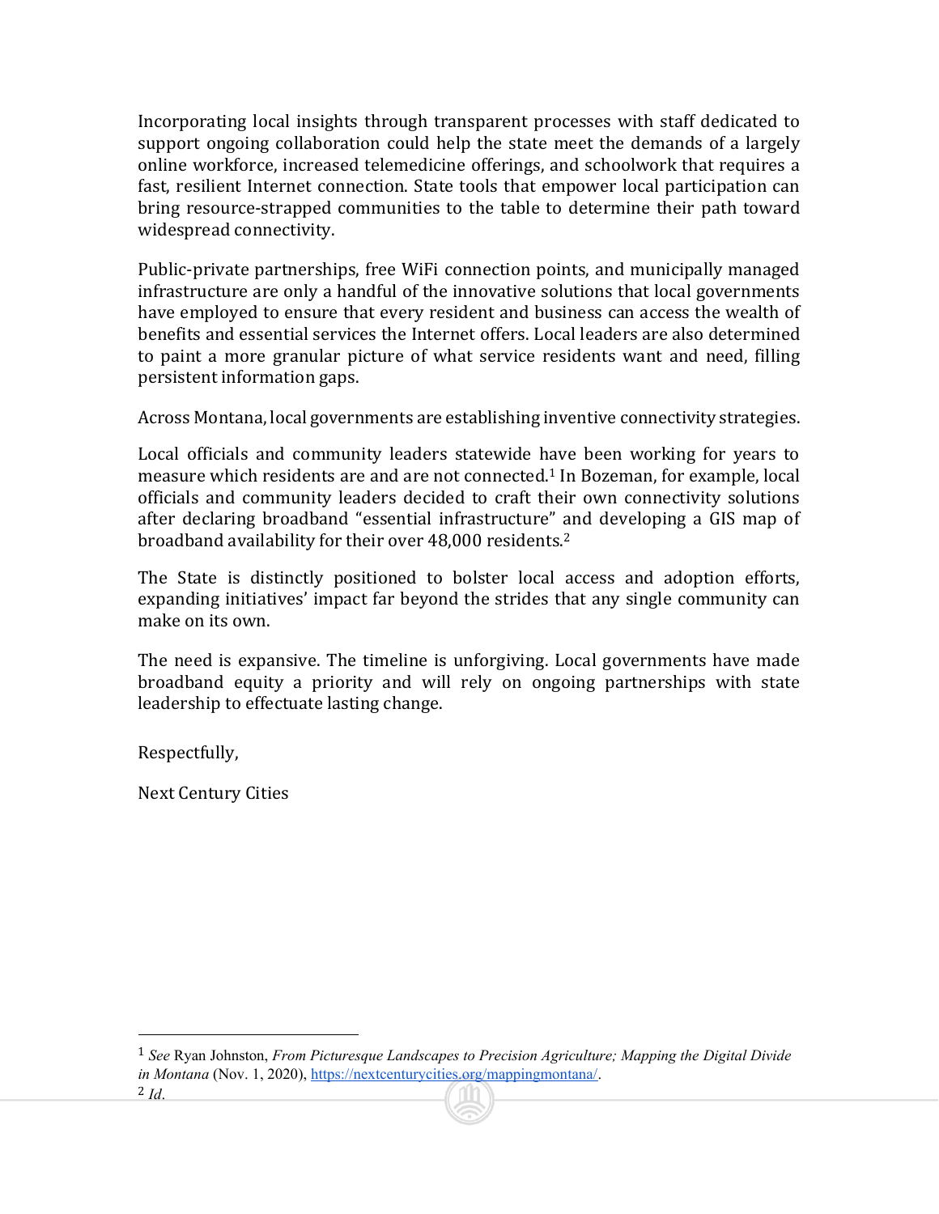Incorporating local insights through transparent processes with staff dedicated to support ongoing collaboration could help the state meet the demands of a largely online workforce, increased telemedicine offerings, and schoolwork that requires a fast, resilient Internet connection. State tools that empower local participation can bring resource-strapped communities to the table to determine their path toward widespread connectivity.

Public-private partnerships, free WiFi connection points, and municipally managed infrastructure are only a handful of the innovative solutions that local governments have employed to ensure that every resident and business can access the wealth of benefits and essential services the Internet offers. Local leaders are also determined to paint a more granular picture of what service residents want and need, filling persistent information gaps.

Across Montana, local governments are establishing inventive connectivity strategies.

Local officials and community leaders statewide have been working for years to measure which residents are and are not connected.[1] In Bozeman, for example, local officials and community leaders decided to craft their own connectivity solutions after declaring broadband "essential infrastructure" and developing a GIS map of broadband availability for their over 48,000 residents.[2]

The State is distinctly positioned to bolster local access and adoption efforts, expanding initiatives' impact far beyond the strides that any single community can make on its own.

The need is expansive. The timeline is unforgiving. Local governments have made broadband equity a priority and will rely on ongoing partnerships with state leadership to effectuate lasting change.

Respectfully,

Next Century Cities

---

[1] *See* Ryan Johnston, *From Picturesque Landscapes to Precision Agriculture; Mapping the Digital Divide in Montana* (Nov. 1, 2020), https://nextcenturycities.org/mappingmontana/.

[2] *Id.*